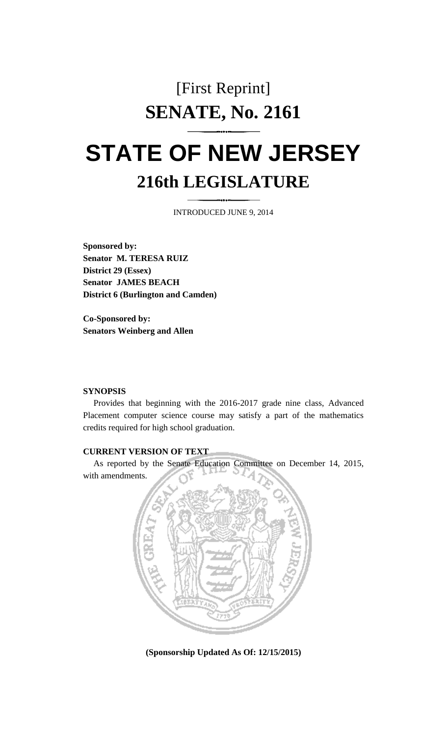[First Reprint]

# SENATE, No. 2161

# STATE OF NEW JERSEY

## 216th LEGISLATURE

INTRODUCED JUNE 9, 2014

**Sponsored by:**
**Senator M. TERESA RUIZ**
**District 29 (Essex)**
**Senator JAMES BEACH**
**District 6 (Burlington and Camden)**

**Co-Sponsored by:**
**Senators Weinberg and Allen**

**SYNOPSIS**

Provides that beginning with the 2016-2017 grade nine class, Advanced Placement computer science course may satisfy a part of the mathematics credits required for high school graduation.

**CURRENT VERSION OF TEXT**

As reported by the Senate Education Committee on December 14, 2015, with amendments.

**(Sponsorship Updated As Of: 12/15/2015)**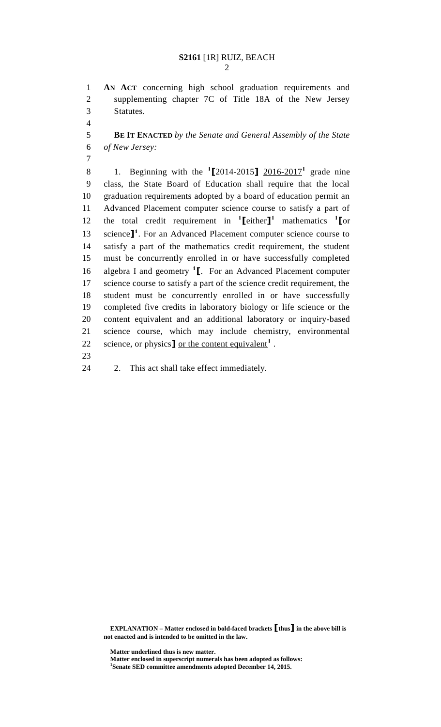**AN ACT** concerning high school graduation requirements and supplementing chapter 7C of Title 18A of the New Jersey Statutes.

**BE IT ENACTED** *by the Senate and General Assembly of the State of New Jersey:*

1. Beginning with the [1]**[**2014-2015**]** <u>2016-2017</u>[1] grade nine class, the State Board of Education shall require that the local graduation requirements adopted by a board of education permit an Advanced Placement computer science course to satisfy a part of the total credit requirement in [1]**[**either**]**[1] mathematics [1]**[**or science**]**[1]. For an Advanced Placement computer science course to satisfy a part of the mathematics credit requirement, the student must be concurrently enrolled in or have successfully completed algebra I and geometry [1]**[**. For an Advanced Placement computer science course to satisfy a part of the science credit requirement, the student must be concurrently enrolled in or have successfully completed five credits in laboratory biology or life science or the content equivalent and an additional laboratory or inquiry-based science course, which may include chemistry, environmental science, or physics**]** <u>or the content equivalent</u>[1] .

2. This act shall take effect immediately.

**EXPLANATION – Matter enclosed in bold-faced brackets [thus] in the above bill is not enacted and is intended to be omitted in the law.**

**Matter underlined <u>thus</u> is new matter.**
**Matter enclosed in superscript numerals has been adopted as follows:**
**[1]Senate SED committee amendments adopted December 14, 2015.**